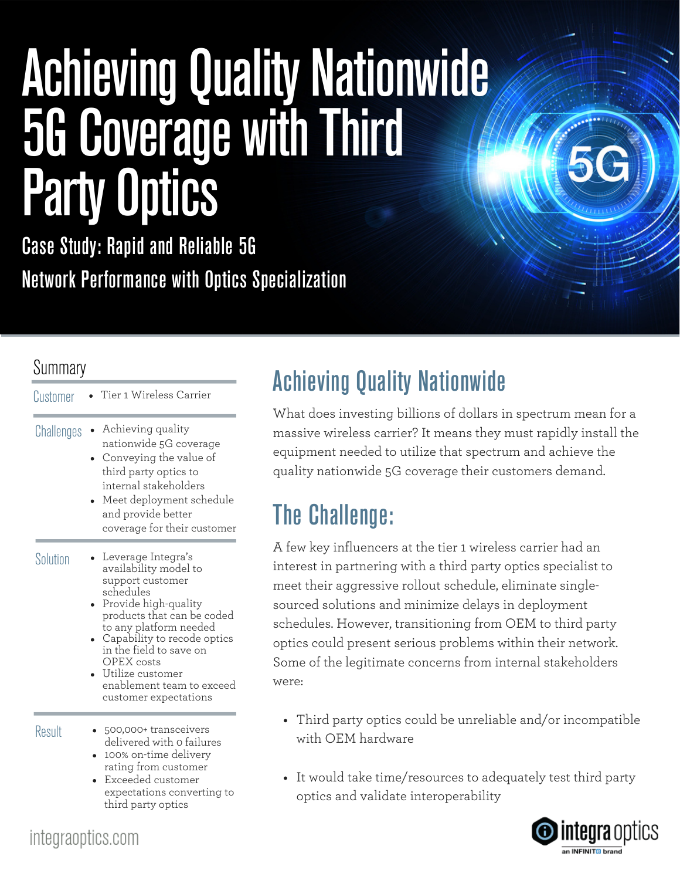# Achieving Quality Nationwide 5G Coverage with Third Party Optics

Case Study: Rapid and Reliable 5G Network Performance with Optics Specialization

## Summary

| | |
|---|---|
| Customer | • Tier 1 Wireless Carrier |
| Challenges | • Achieving quality nationwide 5G coverage<br>• Conveying the value of third party optics to internal stakeholders<br>• Meet deployment schedule and provide better coverage for their customer |
| Solution | • Leverage Integra's availability model to support customer schedules<br>• Provide high-quality products that can be coded to any platform needed<br>• Capability to recode optics in the field to save on OPEX costs<br>• Utilize customer enablement team to exceed customer expectations |
| Result | • 500,000+ transceivers delivered with 0 failures<br>• 100% on-time delivery rating from customer<br>• Exceeded customer expectations converting to third party optics |

## Achieving Quality Nationwide

What does investing billions of dollars in spectrum mean for a massive wireless carrier? It means they must rapidly install the equipment needed to utilize that spectrum and achieve the quality nationwide 5G coverage their customers demand.

## The Challenge:

A few key influencers at the tier 1 wireless carrier had an interest in partnering with a third party optics specialist to meet their aggressive rollout schedule, eliminate single-sourced solutions and minimize delays in deployment schedules. However, transitioning from OEM to third party optics could present serious problems within their network. Some of the legitimate concerns from internal stakeholders were:

- Third party optics could be unreliable and/or incompatible with OEM hardware
- It would take time/resources to adequately test third party optics and validate interoperability

integraoptics.com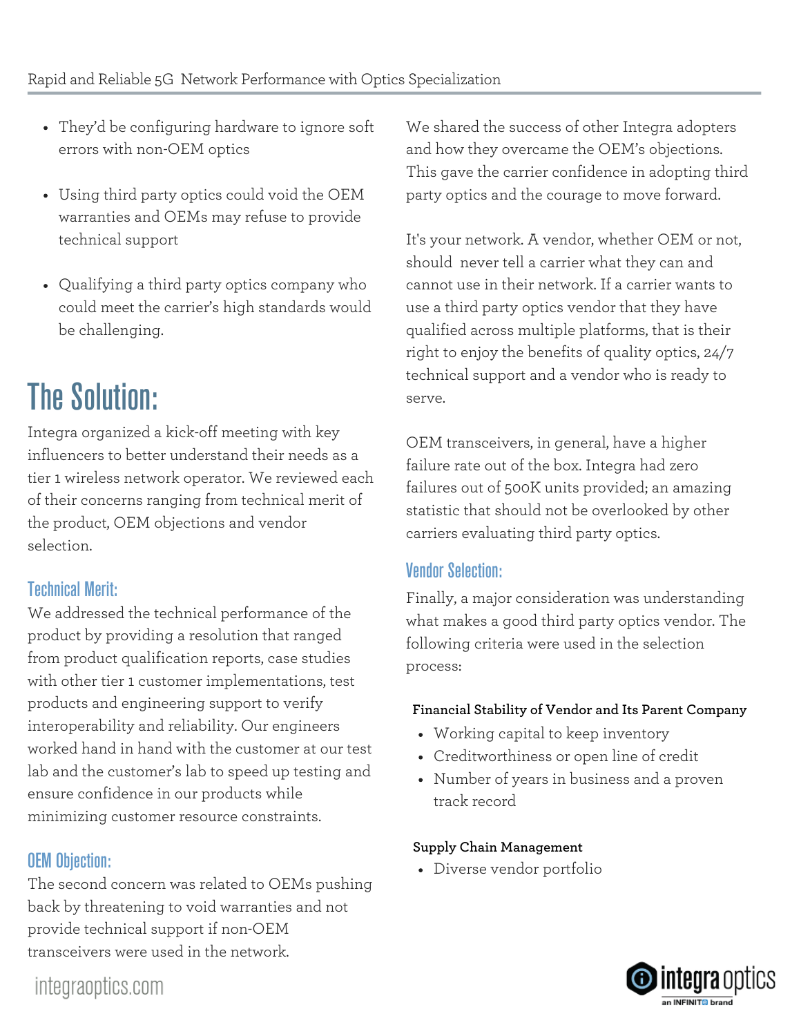- They'd be configuring hardware to ignore soft errors with non-OEM optics

- Using third party optics could void the OEM warranties and OEMs may refuse to provide technical support

- Qualifying a third party optics company who could meet the carrier's high standards would be challenging.

# The Solution:

Integra organized a kick-off meeting with key influencers to better understand their needs as a tier 1 wireless network operator. We reviewed each of their concerns ranging from technical merit of the product, OEM objections and vendor selection.

## Technical Merit:

We addressed the technical performance of the product by providing a resolution that ranged from product qualification reports, case studies with other tier 1 customer implementations, test products and engineering support to verify interoperability and reliability. Our engineers worked hand in hand with the customer at our test lab and the customer's lab to speed up testing and ensure confidence in our products while minimizing customer resource constraints.

## OEM Objection:

The second concern was related to OEMs pushing back by threatening to void warranties and not provide technical support if non-OEM transceivers were used in the network.

We shared the success of other Integra adopters and how they overcame the OEM's objections. This gave the carrier confidence in adopting third party optics and the courage to move forward.

It's your network. A vendor, whether OEM or not, should never tell a carrier what they can and cannot use in their network. If a carrier wants to use a third party optics vendor that they have qualified across multiple platforms, that is their right to enjoy the benefits of quality optics, 24/7 technical support and a vendor who is ready to serve.

OEM transceivers, in general, have a higher failure rate out of the box. Integra had zero failures out of 500K units provided; an amazing statistic that should not be overlooked by other carriers evaluating third party optics.

## Vendor Selection:

Finally, a major consideration was understanding what makes a good third party optics vendor. The following criteria were used in the selection process:

**Financial Stability of Vendor and Its Parent Company**

- Working capital to keep inventory
- Creditworthiness or open line of credit
- Number of years in business and a proven track record

**Supply Chain Management**

- Diverse vendor portfolio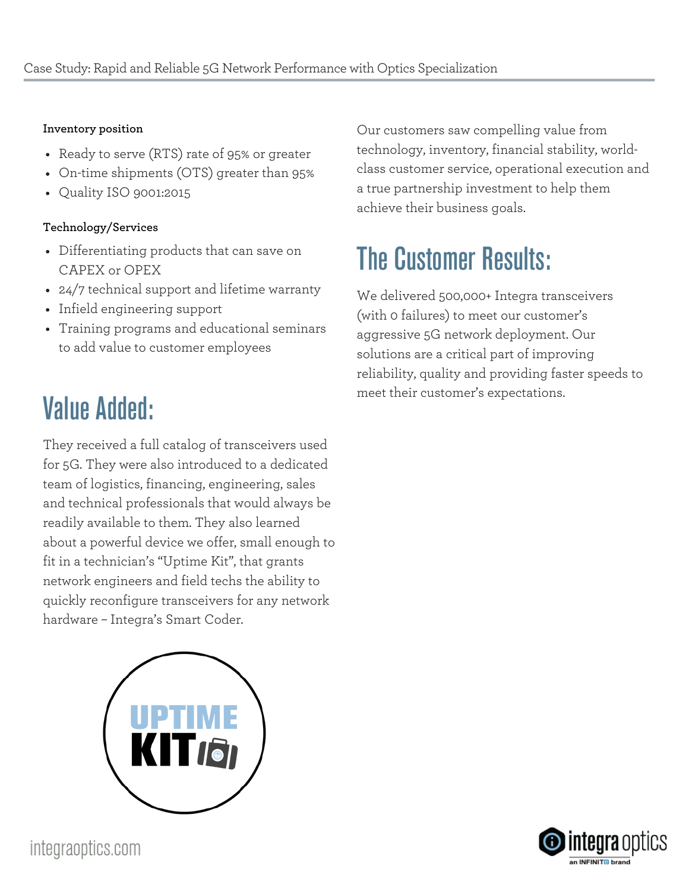**Inventory position**

- Ready to serve (RTS) rate of 95% or greater
- On-time shipments (OTS) greater than 95%
- Quality ISO 9001:2015

**Technology/Services**

- Differentiating products that can save on CAPEX or OPEX
- 24/7 technical support and lifetime warranty
- Infield engineering support
- Training programs and educational seminars to add value to customer employees

## Value Added:

They received a full catalog of transceivers used for 5G. They were also introduced to a dedicated team of logistics, financing, engineering, sales and technical professionals that would always be readily available to them. They also learned about a powerful device we offer, small enough to fit in a technician's "Uptime Kit", that grants network engineers and field techs the ability to quickly reconfigure transceivers for any network hardware – Integra's Smart Coder.

UPTIME KIT

Our customers saw compelling value from technology, inventory, financial stability, world-class customer service, operational execution and a true partnership investment to help them achieve their business goals.

## The Customer Results:

We delivered 500,000+ Integra transceivers (with 0 failures) to meet our customer's aggressive 5G network deployment. Our solutions are a critical part of improving reliability, quality and providing faster speeds to meet their customer's expectations.

integraoptics.com

integra optics
an INFINITE brand